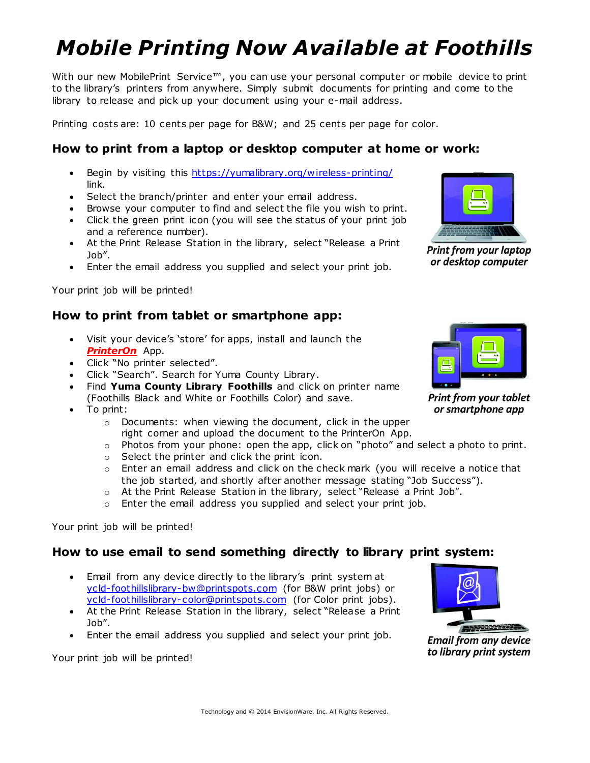# *Mobile Printing Now Available at Foothills*

With our new MobilePrint Service™, you can use your personal computer or mobile device to print to the library's printers from anywhere. Simply submit documents for printing and come to the library to release and pick up your document using your e-mail address.

Printing costs are: 10 cents per page for B&W; and 25 cents per page for color.

## How to print from a laptop or desktop computer at home or work:

- Begin by visiting this https://yumalibrary.org/wireless-printing/ link.
- Select the branch/printer and enter your email address.
- Browse your computer to find and select the file you wish to print.
- Click the green print icon (you will see the status of your print job and a reference number).
- At the Print Release Station in the library, select "Release a Print Job".
- Enter the email address you supplied and select your print job.

*Print from your laptop or desktop computer*

Your print job will be printed!

## How to print from tablet or smartphone app:

- Visit your device's 'store' for apps, install and launch the ***PrinterOn*** App.
- Click "No printer selected".
- Click "Search". Search for Yuma County Library.
- Find **Yuma County Library Foothills** and click on printer name (Foothills Black and White or Foothills Color) and save.
- To print:
  - Documents: when viewing the document, click in the upper right corner and upload the document to the PrinterOn App.
  - Photos from your phone: open the app, click on "photo" and select a photo to print.
  - Select the printer and click the print icon.
  - Enter an email address and click on the check mark (you will receive a notice that the job started, and shortly after another message stating "Job Success").
  - At the Print Release Station in the library, select "Release a Print Job".
  - Enter the email address you supplied and select your print job.

*Print from your tablet or smartphone app*

Your print job will be printed!

## How to use email to send something directly to library print system:

- Email from any device directly to the library's print system at ycld-foothillslibrary-bw@printspots.com (for B&W print jobs) or ycld-foothillslibrary-color@printspots.com (for Color print jobs).
- At the Print Release Station in the library, select "Release a Print Job".
- Enter the email address you supplied and select your print job.

*Email from any device to library print system*

Your print job will be printed!

Technology and © 2014 EnvisionWare, Inc. All Rights Reserved.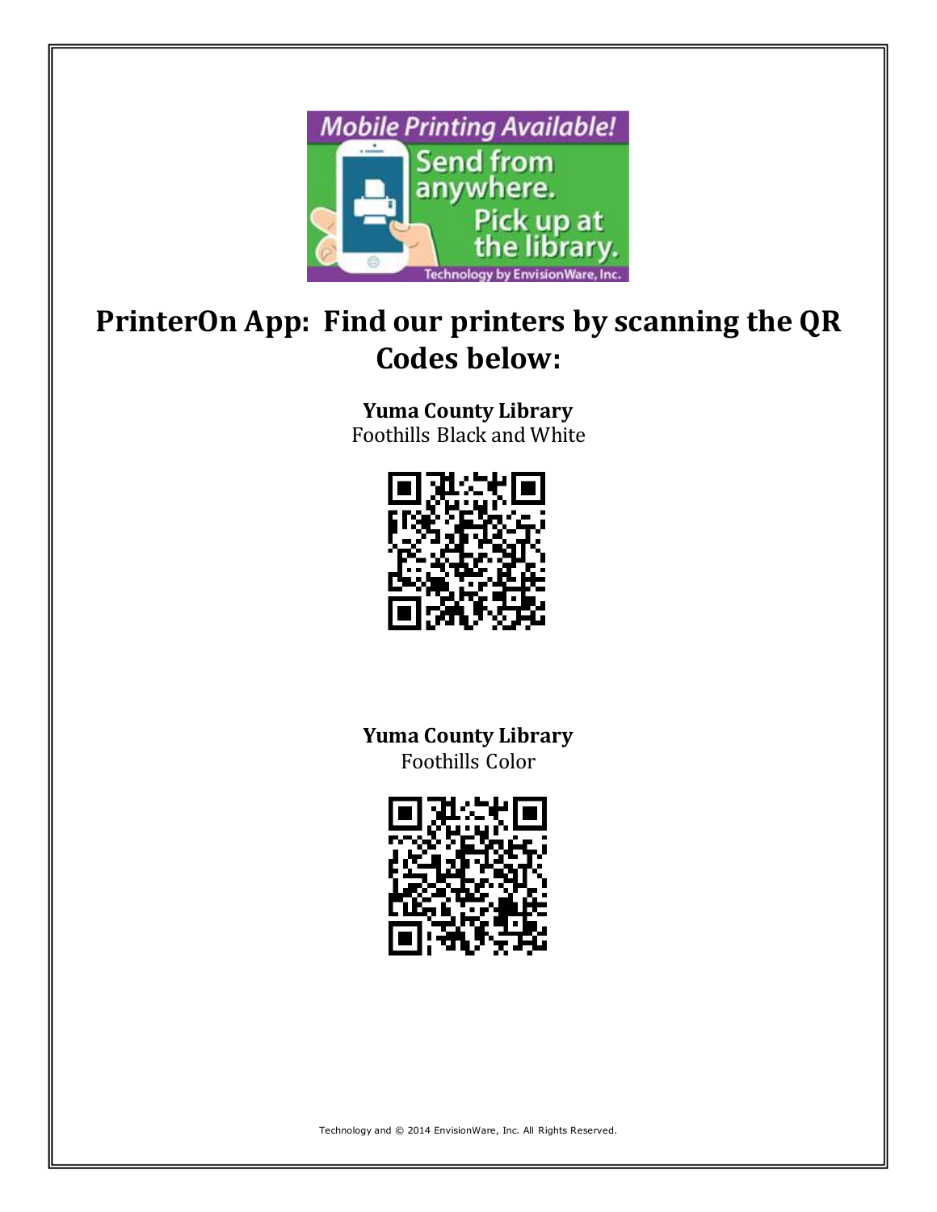Mobile Printing Available!

Send from anywhere.

Pick up at the library.

Technology by EnvisionWare, Inc.

# PrinterOn App: Find our printers by scanning the QR Codes below:

**Yuma County Library**
Foothills Black and White

**Yuma County Library**
Foothills Color

Technology and © 2014 EnvisionWare, Inc. All Rights Reserved.